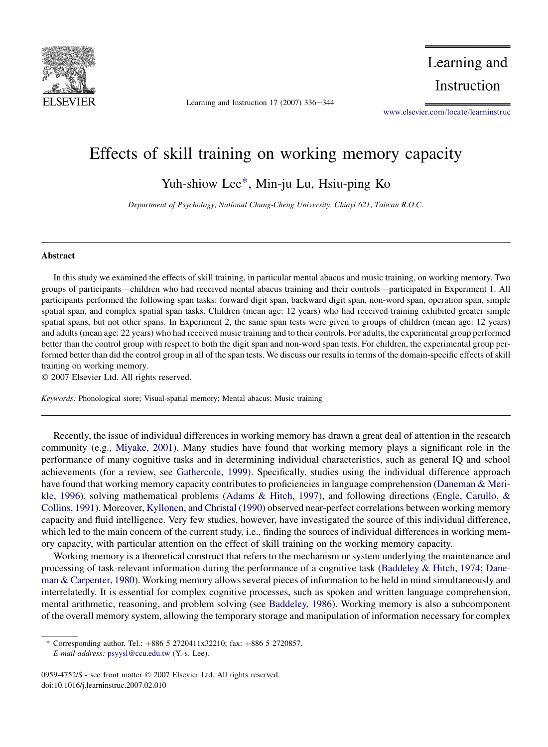# Effects of skill training on working memory capacity

Yuh-shiow Lee*, Min-ju Lu, Hsiu-ping Ko

*Department of Psychology, National Chung-Cheng University, Chiayi 621, Taiwan R.O.C.*

## Abstract

In this study we examined the effects of skill training, in particular mental abacus and music training, on working memory. Two groups of participants—children who had received mental abacus training and their controls—participated in Experiment 1. All participants performed the following span tasks: forward digit span, backward digit span, non-word span, operation span, simple spatial span, and complex spatial span tasks. Children (mean age: 12 years) who had received training exhibited greater simple spatial spans, but not other spans. In Experiment 2, the same span tests were given to groups of children (mean age: 12 years) and adults (mean age: 22 years) who had received music training and to their controls. For adults, the experimental group performed better than the control group with respect to both the digit span and non-word span tests. For children, the experimental group performed better than did the control group in all of the span tests. We discuss our results in terms of the domain-specific effects of skill training on working memory.

© 2007 Elsevier Ltd. All rights reserved.

*Keywords:* Phonological store; Visual-spatial memory; Mental abacus; Music training

Recently, the issue of individual differences in working memory has drawn a great deal of attention in the research community (e.g., Miyake, 2001). Many studies have found that working memory plays a significant role in the performance of many cognitive tasks and in determining individual characteristics, such as general IQ and school achievements (for a review, see Gathercole, 1999). Specifically, studies using the individual difference approach have found that working memory capacity contributes to proficiencies in language comprehension (Daneman & Merikle, 1996), solving mathematical problems (Adams & Hitch, 1997), and following directions (Engle, Carullo, & Collins, 1991). Moreover, Kyllonen, and Christal (1990) observed near-perfect correlations between working memory capacity and fluid intelligence. Very few studies, however, have investigated the source of this individual difference, which led to the main concern of the current study, i.e., finding the sources of individual differences in working memory capacity, with particular attention on the effect of skill training on the working memory capacity.

Working memory is a theoretical construct that refers to the mechanism or system underlying the maintenance and processing of task-relevant information during the performance of a cognitive task (Baddeley & Hitch, 1974; Daneman & Carpenter, 1980). Working memory allows several pieces of information to be held in mind simultaneously and interrelatedly. It is essential for complex cognitive processes, such as spoken and written language comprehension, mental arithmetic, reasoning, and problem solving (see Baddeley, 1986). Working memory is also a subcomponent of the overall memory system, allowing the temporary storage and manipulation of information necessary for complex

\* Corresponding author. Tel.: +886 5 2720411x32210; fax: +886 5 2720857.
*E-mail address:* psyysl@ccu.edu.tw (Y.-s. Lee).

0959-4752/$ - see front matter © 2007 Elsevier Ltd. All rights reserved.
doi:10.1016/j.learninstruc.2007.02.010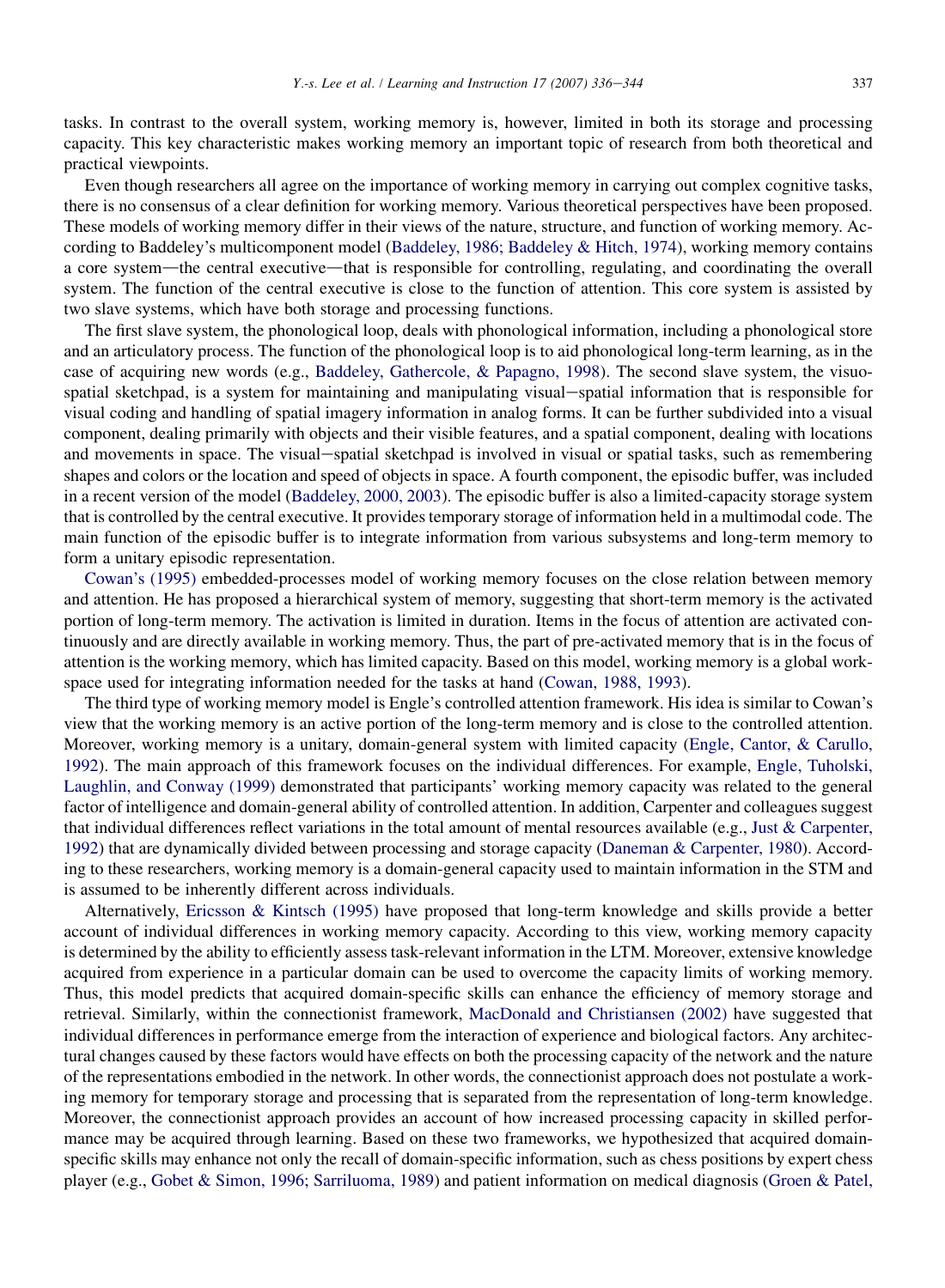tasks. In contrast to the overall system, working memory is, however, limited in both its storage and processing capacity. This key characteristic makes working memory an important topic of research from both theoretical and practical viewpoints.

Even though researchers all agree on the importance of working memory in carrying out complex cognitive tasks, there is no consensus of a clear definition for working memory. Various theoretical perspectives have been proposed. These models of working memory differ in their views of the nature, structure, and function of working memory. According to Baddeley's multicomponent model (Baddeley, 1986; Baddeley & Hitch, 1974), working memory contains a core system—the central executive—that is responsible for controlling, regulating, and coordinating the overall system. The function of the central executive is close to the function of attention. This core system is assisted by two slave systems, which have both storage and processing functions.

The first slave system, the phonological loop, deals with phonological information, including a phonological store and an articulatory process. The function of the phonological loop is to aid phonological long-term learning, as in the case of acquiring new words (e.g., Baddeley, Gathercole, & Papagno, 1998). The second slave system, the visuo-spatial sketchpad, is a system for maintaining and manipulating visual–spatial information that is responsible for visual coding and handling of spatial imagery information in analog forms. It can be further subdivided into a visual component, dealing primarily with objects and their visible features, and a spatial component, dealing with locations and movements in space. The visual–spatial sketchpad is involved in visual or spatial tasks, such as remembering shapes and colors or the location and speed of objects in space. A fourth component, the episodic buffer, was included in a recent version of the model (Baddeley, 2000, 2003). The episodic buffer is also a limited-capacity storage system that is controlled by the central executive. It provides temporary storage of information held in a multimodal code. The main function of the episodic buffer is to integrate information from various subsystems and long-term memory to form a unitary episodic representation.

Cowan's (1995) embedded-processes model of working memory focuses on the close relation between memory and attention. He has proposed a hierarchical system of memory, suggesting that short-term memory is the activated portion of long-term memory. The activation is limited in duration. Items in the focus of attention are activated continuously and are directly available in working memory. Thus, the part of pre-activated memory that is in the focus of attention is the working memory, which has limited capacity. Based on this model, working memory is a global workspace used for integrating information needed for the tasks at hand (Cowan, 1988, 1993).

The third type of working memory model is Engle's controlled attention framework. His idea is similar to Cowan's view that the working memory is an active portion of the long-term memory and is close to the controlled attention. Moreover, working memory is a unitary, domain-general system with limited capacity (Engle, Cantor, & Carullo, 1992). The main approach of this framework focuses on the individual differences. For example, Engle, Tuholski, Laughlin, and Conway (1999) demonstrated that participants' working memory capacity was related to the general factor of intelligence and domain-general ability of controlled attention. In addition, Carpenter and colleagues suggest that individual differences reflect variations in the total amount of mental resources available (e.g., Just & Carpenter, 1992) that are dynamically divided between processing and storage capacity (Daneman & Carpenter, 1980). According to these researchers, working memory is a domain-general capacity used to maintain information in the STM and is assumed to be inherently different across individuals.

Alternatively, Ericsson & Kintsch (1995) have proposed that long-term knowledge and skills provide a better account of individual differences in working memory capacity. According to this view, working memory capacity is determined by the ability to efficiently assess task-relevant information in the LTM. Moreover, extensive knowledge acquired from experience in a particular domain can be used to overcome the capacity limits of working memory. Thus, this model predicts that acquired domain-specific skills can enhance the efficiency of memory storage and retrieval. Similarly, within the connectionist framework, MacDonald and Christiansen (2002) have suggested that individual differences in performance emerge from the interaction of experience and biological factors. Any architectural changes caused by these factors would have effects on both the processing capacity of the network and the nature of the representations embodied in the network. In other words, the connectionist approach does not postulate a working memory for temporary storage and processing that is separated from the representation of long-term knowledge. Moreover, the connectionist approach provides an account of how increased processing capacity in skilled performance may be acquired through learning. Based on these two frameworks, we hypothesized that acquired domain-specific skills may enhance not only the recall of domain-specific information, such as chess positions by expert chess player (e.g., Gobet & Simon, 1996; Sarriluoma, 1989) and patient information on medical diagnosis (Groen & Patel,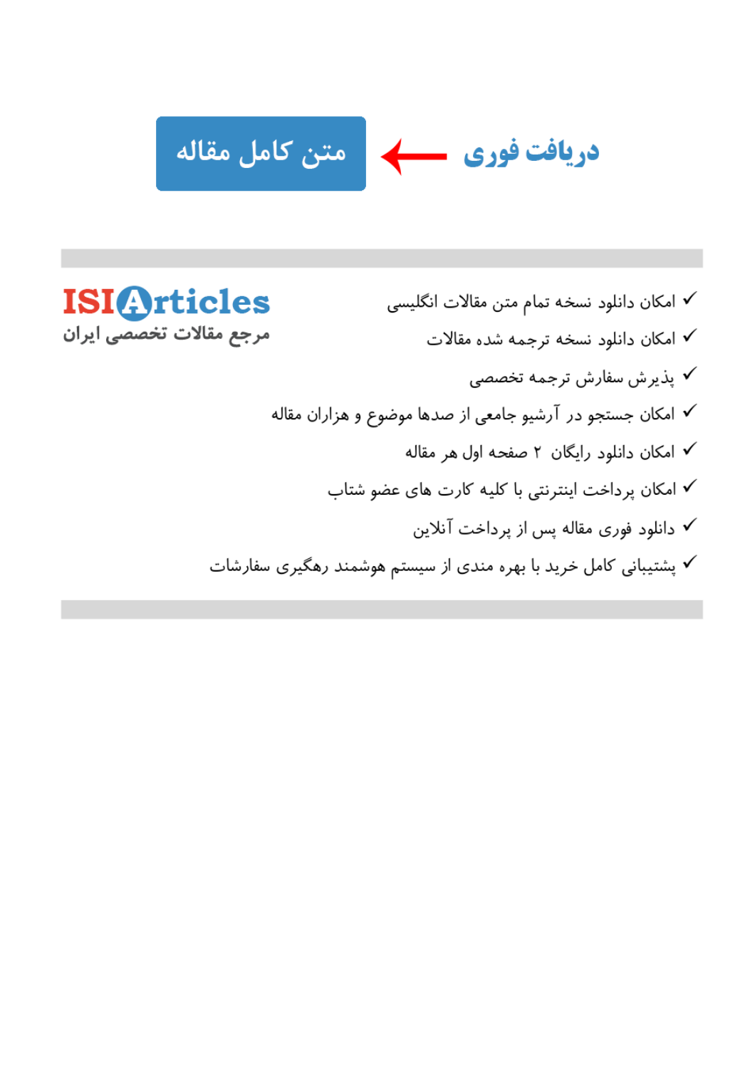دریافت فوری ← **متن کامل مقاله**

**ISIArticles**
مرجع مقالات تخصصی ایران

- ✓ امکان دانلود نسخه تمام متن مقالات انگلیسی
- ✓ امکان دانلود نسخه ترجمه شده مقالات
- ✓ پذیرش سفارش ترجمه تخصصی
- ✓ امکان جستجو در آرشیو جامعی از صدها موضوع و هزاران مقاله
- ✓ امکان دانلود رایگان ۲ صفحه اول هر مقاله
- ✓ امکان پرداخت اینترنتی با کلیه کارت های عضو شتاب
- ✓ دانلود فوری مقاله پس از پرداخت آنلاین
- ✓ پشتیبانی کامل خرید با بهره مندی از سیستم هوشمند رهگیری سفارشات